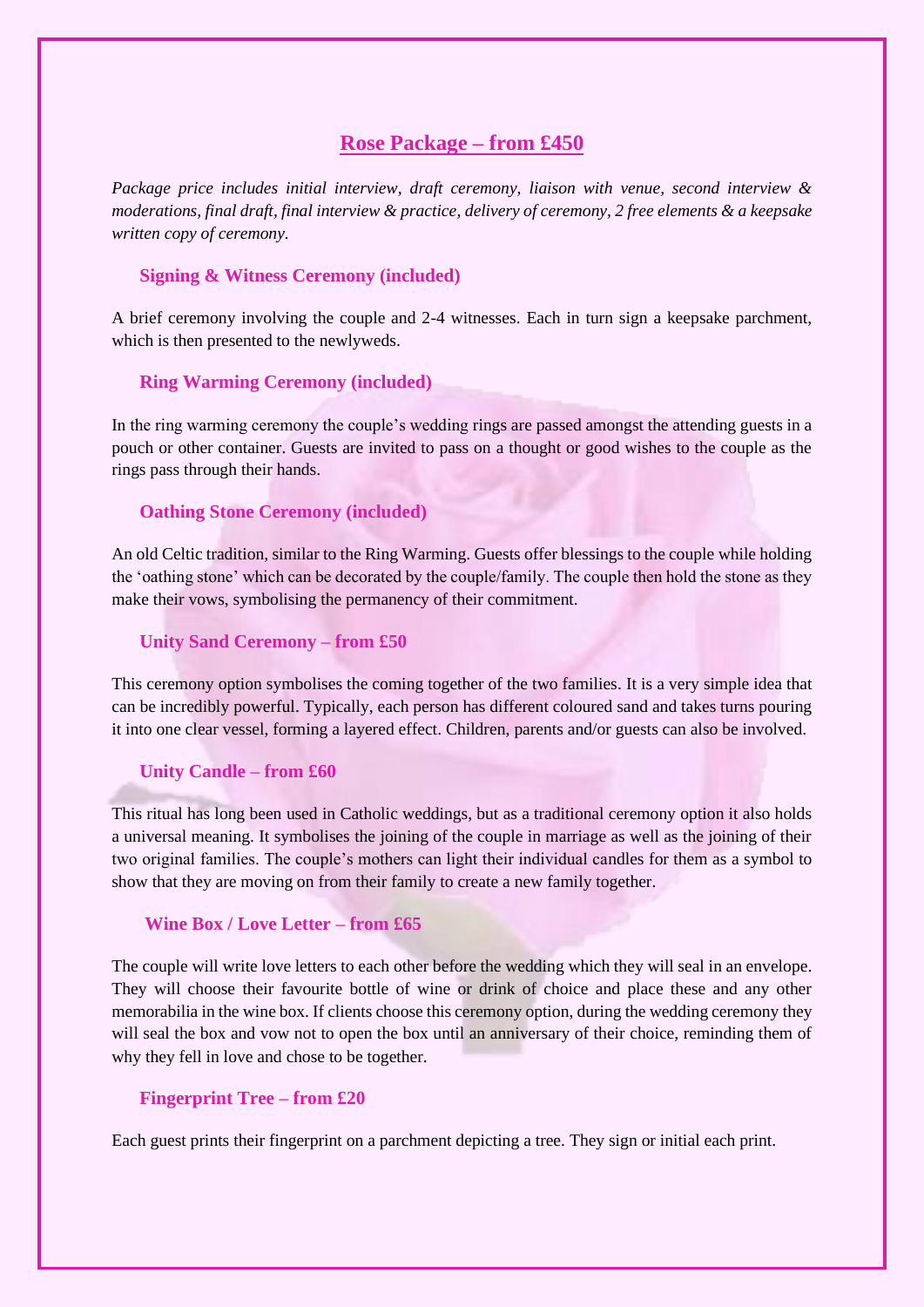# Rose Package – from £450

*Package price includes initial interview, draft ceremony, liaison with venue, second interview & moderations, final draft, final interview & practice, delivery of ceremony, 2 free elements & a keepsake written copy of ceremony.*

### Signing & Witness Ceremony (included)

A brief ceremony involving the couple and 2-4 witnesses. Each in turn sign a keepsake parchment, which is then presented to the newlyweds.

### Ring Warming Ceremony (included)

In the ring warming ceremony the couple's wedding rings are passed amongst the attending guests in a pouch or other container. Guests are invited to pass on a thought or good wishes to the couple as the rings pass through their hands.

### Oathing Stone Ceremony (included)

An old Celtic tradition, similar to the Ring Warming. Guests offer blessings to the couple while holding the 'oathing stone' which can be decorated by the couple/family. The couple then hold the stone as they make their vows, symbolising the permanency of their commitment.

### Unity Sand Ceremony – from £50

This ceremony option symbolises the coming together of the two families. It is a very simple idea that can be incredibly powerful. Typically, each person has different coloured sand and takes turns pouring it into one clear vessel, forming a layered effect. Children, parents and/or guests can also be involved.

### Unity Candle – from £60

This ritual has long been used in Catholic weddings, but as a traditional ceremony option it also holds a universal meaning. It symbolises the joining of the couple in marriage as well as the joining of their two original families. The couple's mothers can light their individual candles for them as a symbol to show that they are moving on from their family to create a new family together.

### Wine Box / Love Letter – from £65

The couple will write love letters to each other before the wedding which they will seal in an envelope. They will choose their favourite bottle of wine or drink of choice and place these and any other memorabilia in the wine box. If clients choose this ceremony option, during the wedding ceremony they will seal the box and vow not to open the box until an anniversary of their choice, reminding them of why they fell in love and chose to be together.

### Fingerprint Tree – from £20

Each guest prints their fingerprint on a parchment depicting a tree. They sign or initial each print.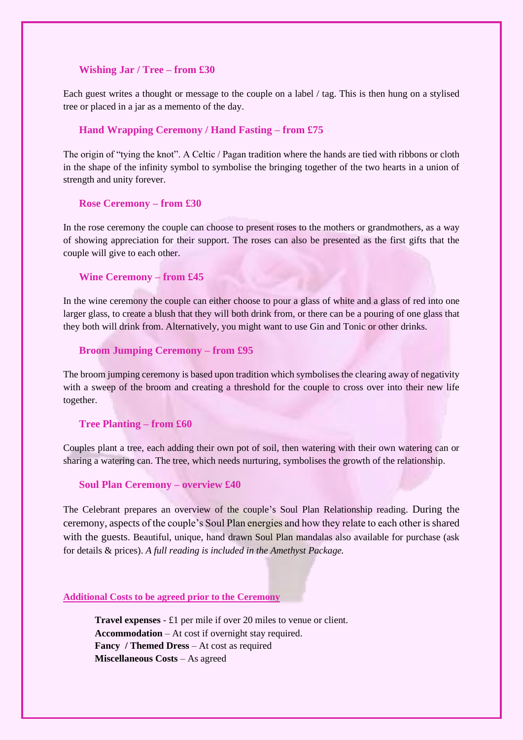### Wishing Jar / Tree – from £30

Each guest writes a thought or message to the couple on a label / tag. This is then hung on a stylised tree or placed in a jar as a memento of the day.

### Hand Wrapping Ceremony / Hand Fasting – from £75

The origin of "tying the knot". A Celtic / Pagan tradition where the hands are tied with ribbons or cloth in the shape of the infinity symbol to symbolise the bringing together of the two hearts in a union of strength and unity forever.

### Rose Ceremony – from £30

In the rose ceremony the couple can choose to present roses to the mothers or grandmothers, as a way of showing appreciation for their support. The roses can also be presented as the first gifts that the couple will give to each other.

### Wine Ceremony – from £45

In the wine ceremony the couple can either choose to pour a glass of white and a glass of red into one larger glass, to create a blush that they will both drink from, or there can be a pouring of one glass that they both will drink from. Alternatively, you might want to use Gin and Tonic or other drinks.

### Broom Jumping Ceremony – from £95

The broom jumping ceremony is based upon tradition which symbolises the clearing away of negativity with a sweep of the broom and creating a threshold for the couple to cross over into their new life together.

### Tree Planting – from £60

Couples plant a tree, each adding their own pot of soil, then watering with their own watering can or sharing a watering can. The tree, which needs nurturing, symbolises the growth of the relationship.

### Soul Plan Ceremony – overview £40

The Celebrant prepares an overview of the couple's Soul Plan Relationship reading. During the ceremony, aspects of the couple's Soul Plan energies and how they relate to each other is shared with the guests. Beautiful, unique, hand drawn Soul Plan mandalas also available for purchase (ask for details & prices). *A full reading is included in the Amethyst Package.*

**Additional Costs to be agreed prior to the Ceremony**

**Travel expenses** - £1 per mile if over 20 miles to venue or client.
**Accommodation** – At cost if overnight stay required.
**Fancy / Themed Dress** – At cost as required
**Miscellaneous Costs** – As agreed